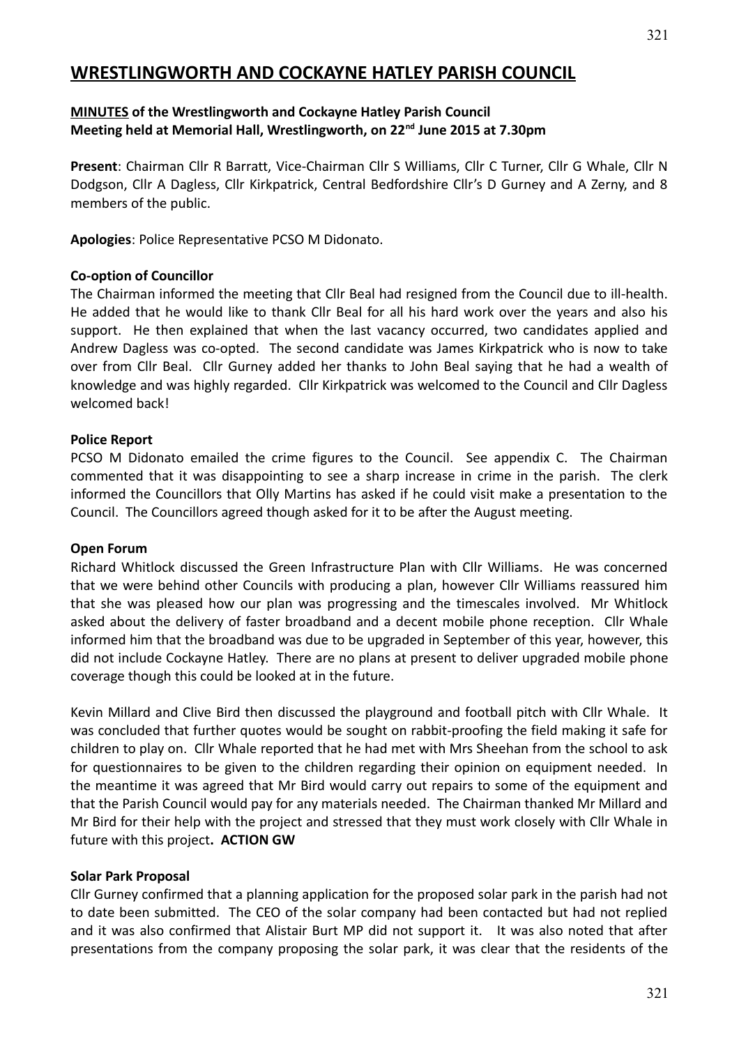# WRESTLINGWORTH AND COCKAYNE HATLEY PARISH COUNCIL

**MINUTES of the Wrestlingworth and Cockayne Hatley Parish Council Meeting held at Memorial Hall, Wrestlingworth, on 22nd June 2015 at 7.30pm**

**Present**: Chairman Cllr R Barratt, Vice-Chairman Cllr S Williams, Cllr C Turner, Cllr G Whale, Cllr N Dodgson, Cllr A Dagless, Cllr Kirkpatrick, Central Bedfordshire Cllr's D Gurney and A Zerny, and 8 members of the public.

**Apologies**: Police Representative PCSO M Didonato.

**Co-option of Councillor**

The Chairman informed the meeting that Cllr Beal had resigned from the Council due to ill-health. He added that he would like to thank Cllr Beal for all his hard work over the years and also his support. He then explained that when the last vacancy occurred, two candidates applied and Andrew Dagless was co-opted. The second candidate was James Kirkpatrick who is now to take over from Cllr Beal. Cllr Gurney added her thanks to John Beal saying that he had a wealth of knowledge and was highly regarded. Cllr Kirkpatrick was welcomed to the Council and Cllr Dagless welcomed back!

**Police Report**

PCSO M Didonato emailed the crime figures to the Council. See appendix C. The Chairman commented that it was disappointing to see a sharp increase in crime in the parish. The clerk informed the Councillors that Olly Martins has asked if he could visit make a presentation to the Council. The Councillors agreed though asked for it to be after the August meeting.

**Open Forum**

Richard Whitlock discussed the Green Infrastructure Plan with Cllr Williams. He was concerned that we were behind other Councils with producing a plan, however Cllr Williams reassured him that she was pleased how our plan was progressing and the timescales involved. Mr Whitlock asked about the delivery of faster broadband and a decent mobile phone reception. Cllr Whale informed him that the broadband was due to be upgraded in September of this year, however, this did not include Cockayne Hatley. There are no plans at present to deliver upgraded mobile phone coverage though this could be looked at in the future.

Kevin Millard and Clive Bird then discussed the playground and football pitch with Cllr Whale. It was concluded that further quotes would be sought on rabbit-proofing the field making it safe for children to play on. Cllr Whale reported that he had met with Mrs Sheehan from the school to ask for questionnaires to be given to the children regarding their opinion on equipment needed. In the meantime it was agreed that Mr Bird would carry out repairs to some of the equipment and that the Parish Council would pay for any materials needed. The Chairman thanked Mr Millard and Mr Bird for their help with the project and stressed that they must work closely with Cllr Whale in future with this project**. ACTION GW**

**Solar Park Proposal**

Cllr Gurney confirmed that a planning application for the proposed solar park in the parish had not to date been submitted. The CEO of the solar company had been contacted but had not replied and it was also confirmed that Alistair Burt MP did not support it. It was also noted that after presentations from the company proposing the solar park, it was clear that the residents of the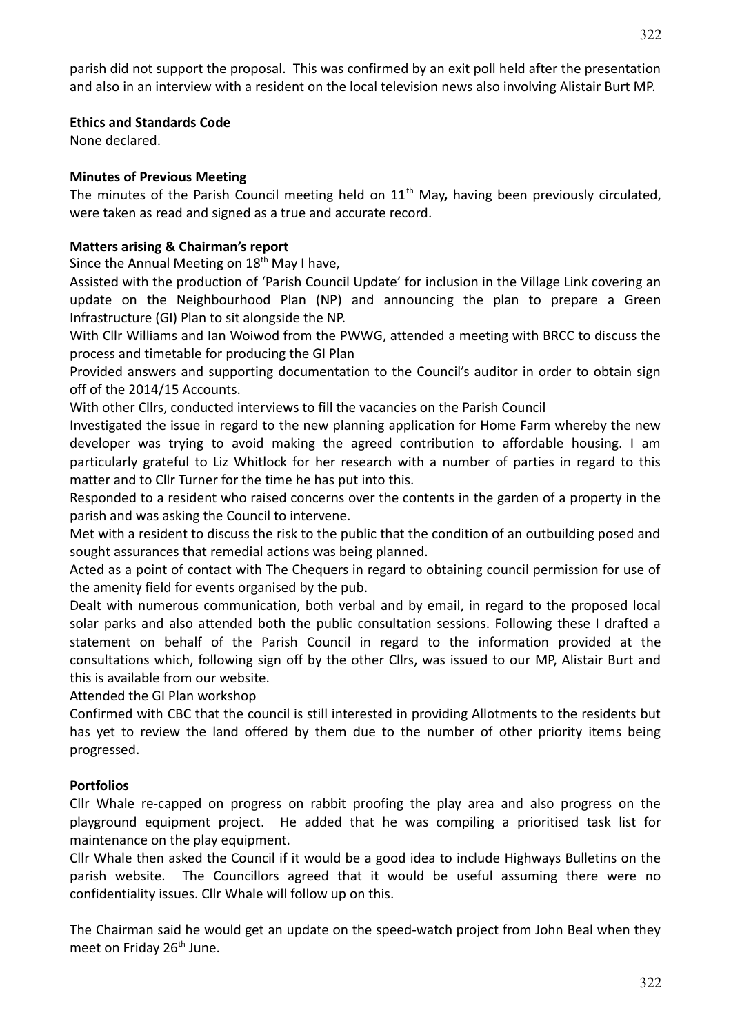parish did not support the proposal. This was confirmed by an exit poll held after the presentation and also in an interview with a resident on the local television news also involving Alistair Burt MP.

**Ethics and Standards Code**

None declared.

**Minutes of Previous Meeting**

The minutes of the Parish Council meeting held on 11th May**,** having been previously circulated, were taken as read and signed as a true and accurate record.

**Matters arising & Chairman's report**

Since the Annual Meeting on 18th May I have,

Assisted with the production of 'Parish Council Update' for inclusion in the Village Link covering an update on the Neighbourhood Plan (NP) and announcing the plan to prepare a Green Infrastructure (GI) Plan to sit alongside the NP.

With Cllr Williams and Ian Woiwod from the PWWG, attended a meeting with BRCC to discuss the process and timetable for producing the GI Plan

Provided answers and supporting documentation to the Council's auditor in order to obtain sign off of the 2014/15 Accounts.

With other Cllrs, conducted interviews to fill the vacancies on the Parish Council

Investigated the issue in regard to the new planning application for Home Farm whereby the new developer was trying to avoid making the agreed contribution to affordable housing. I am particularly grateful to Liz Whitlock for her research with a number of parties in regard to this matter and to Cllr Turner for the time he has put into this.

Responded to a resident who raised concerns over the contents in the garden of a property in the parish and was asking the Council to intervene.

Met with a resident to discuss the risk to the public that the condition of an outbuilding posed and sought assurances that remedial actions was being planned.

Acted as a point of contact with The Chequers in regard to obtaining council permission for use of the amenity field for events organised by the pub.

Dealt with numerous communication, both verbal and by email, in regard to the proposed local solar parks and also attended both the public consultation sessions. Following these I drafted a statement on behalf of the Parish Council in regard to the information provided at the consultations which, following sign off by the other Cllrs, was issued to our MP, Alistair Burt and this is available from our website.

Attended the GI Plan workshop

Confirmed with CBC that the council is still interested in providing Allotments to the residents but has yet to review the land offered by them due to the number of other priority items being progressed.

**Portfolios**

Cllr Whale re-capped on progress on rabbit proofing the play area and also progress on the playground equipment project. He added that he was compiling a prioritised task list for maintenance on the play equipment.

Cllr Whale then asked the Council if it would be a good idea to include Highways Bulletins on the parish website. The Councillors agreed that it would be useful assuming there were no confidentiality issues. Cllr Whale will follow up on this.

The Chairman said he would get an update on the speed-watch project from John Beal when they meet on Friday 26th June.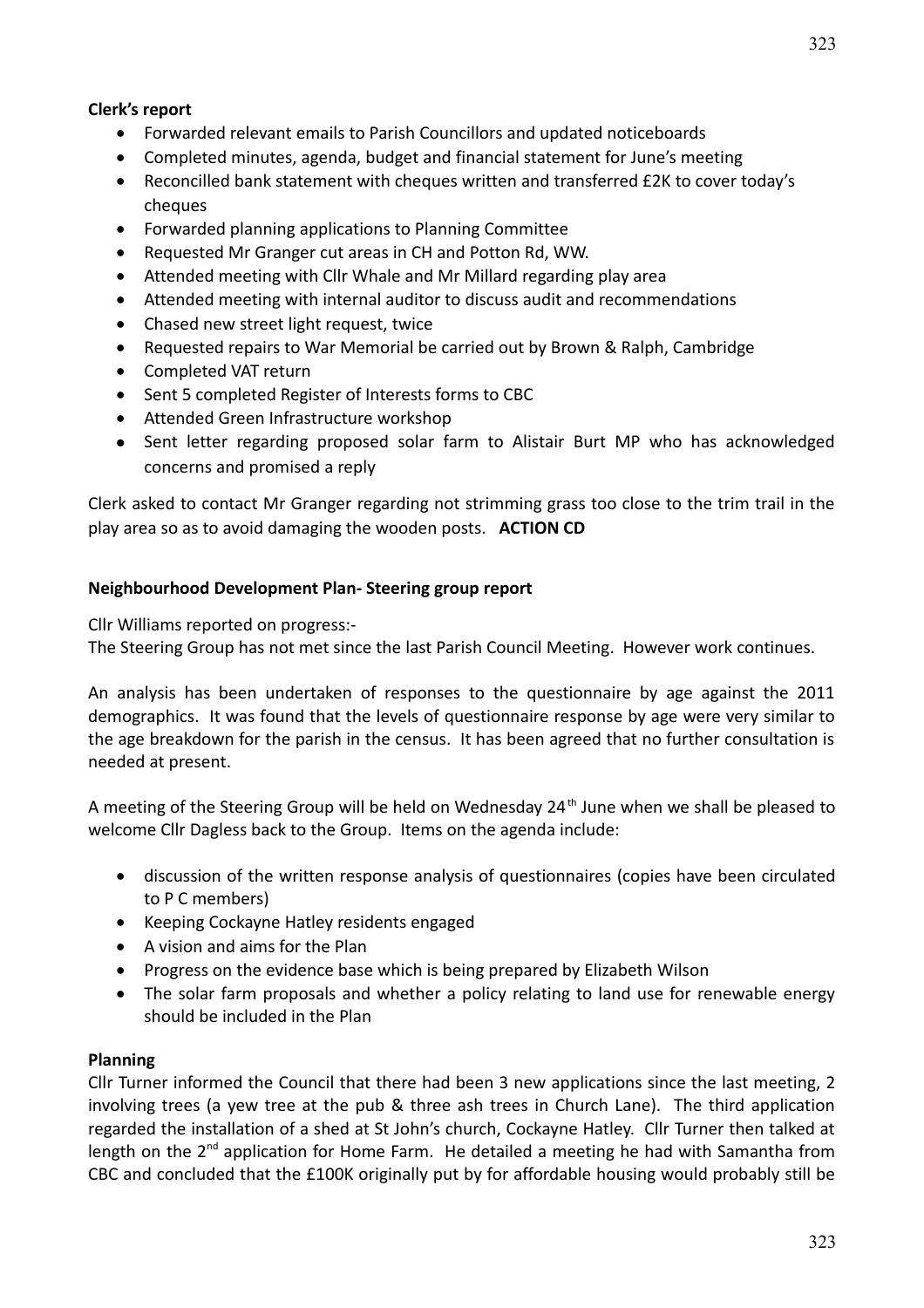**Clerk's report**

- Forwarded relevant emails to Parish Councillors and updated noticeboards
- Completed minutes, agenda, budget and financial statement for June's meeting
- Reconcilled bank statement with cheques written and transferred £2K to cover today's cheques
- Forwarded planning applications to Planning Committee
- Requested Mr Granger cut areas in CH and Potton Rd, WW.
- Attended meeting with Cllr Whale and Mr Millard regarding play area
- Attended meeting with internal auditor to discuss audit and recommendations
- Chased new street light request, twice
- Requested repairs to War Memorial be carried out by Brown & Ralph, Cambridge
- Completed VAT return
- Sent 5 completed Register of Interests forms to CBC
- Attended Green Infrastructure workshop
- Sent letter regarding proposed solar farm to Alistair Burt MP who has acknowledged concerns and promised a reply

Clerk asked to contact Mr Granger regarding not strimming grass too close to the trim trail in the play area so as to avoid damaging the wooden posts. **ACTION CD**

**Neighbourhood Development Plan- Steering group report**

Cllr Williams reported on progress:-
The Steering Group has not met since the last Parish Council Meeting. However work continues.

An analysis has been undertaken of responses to the questionnaire by age against the 2011 demographics. It was found that the levels of questionnaire response by age were very similar to the age breakdown for the parish in the census. It has been agreed that no further consultation is needed at present.

A meeting of the Steering Group will be held on Wednesday 24th June when we shall be pleased to welcome Cllr Dagless back to the Group. Items on the agenda include:

- discussion of the written response analysis of questionnaires (copies have been circulated to P C members)
- Keeping Cockayne Hatley residents engaged
- A vision and aims for the Plan
- Progress on the evidence base which is being prepared by Elizabeth Wilson
- The solar farm proposals and whether a policy relating to land use for renewable energy should be included in the Plan

**Planning**

Cllr Turner informed the Council that there had been 3 new applications since the last meeting, 2 involving trees (a yew tree at the pub & three ash trees in Church Lane). The third application regarded the installation of a shed at St John's church, Cockayne Hatley. Cllr Turner then talked at length on the 2nd application for Home Farm. He detailed a meeting he had with Samantha from CBC and concluded that the £100K originally put by for affordable housing would probably still be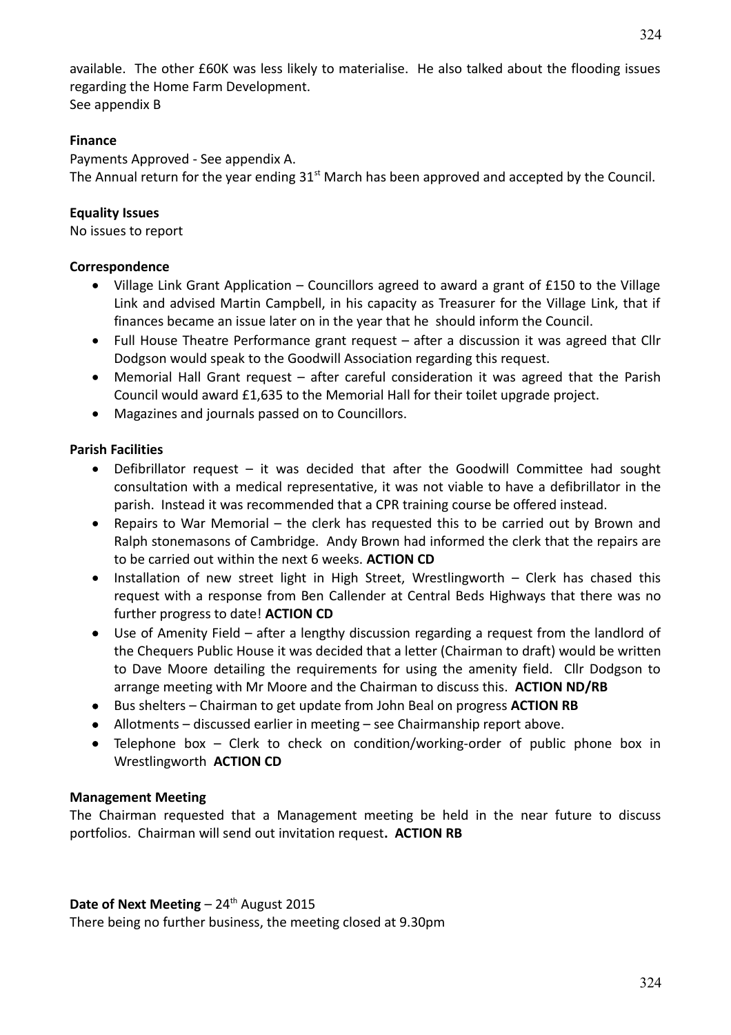available. The other £60K was less likely to materialise. He also talked about the flooding issues regarding the Home Farm Development.
See appendix B

**Finance**

Payments Approved - See appendix A.
The Annual return for the year ending 31st March has been approved and accepted by the Council.

**Equality Issues**

No issues to report

**Correspondence**

- Village Link Grant Application – Councillors agreed to award a grant of £150 to the Village Link and advised Martin Campbell, in his capacity as Treasurer for the Village Link, that if finances became an issue later on in the year that he should inform the Council.
- Full House Theatre Performance grant request – after a discussion it was agreed that Cllr Dodgson would speak to the Goodwill Association regarding this request.
- Memorial Hall Grant request – after careful consideration it was agreed that the Parish Council would award £1,635 to the Memorial Hall for their toilet upgrade project.
- Magazines and journals passed on to Councillors.

**Parish Facilities**

- Defibrillator request – it was decided that after the Goodwill Committee had sought consultation with a medical representative, it was not viable to have a defibrillator in the parish. Instead it was recommended that a CPR training course be offered instead.
- Repairs to War Memorial – the clerk has requested this to be carried out by Brown and Ralph stonemasons of Cambridge. Andy Brown had informed the clerk that the repairs are to be carried out within the next 6 weeks. **ACTION CD**
- Installation of new street light in High Street, Wrestlingworth – Clerk has chased this request with a response from Ben Callender at Central Beds Highways that there was no further progress to date! **ACTION CD**
- Use of Amenity Field – after a lengthy discussion regarding a request from the landlord of the Chequers Public House it was decided that a letter (Chairman to draft) would be written to Dave Moore detailing the requirements for using the amenity field. Cllr Dodgson to arrange meeting with Mr Moore and the Chairman to discuss this. **ACTION ND/RB**
- Bus shelters – Chairman to get update from John Beal on progress **ACTION RB**
- Allotments – discussed earlier in meeting – see Chairmanship report above.
- Telephone box – Clerk to check on condition/working-order of public phone box in Wrestlingworth **ACTION CD**

**Management Meeting**

The Chairman requested that a Management meeting be held in the near future to discuss portfolios. Chairman will send out invitation request**. ACTION RB**

**Date of Next Meeting** – 24th August 2015

There being no further business, the meeting closed at 9.30pm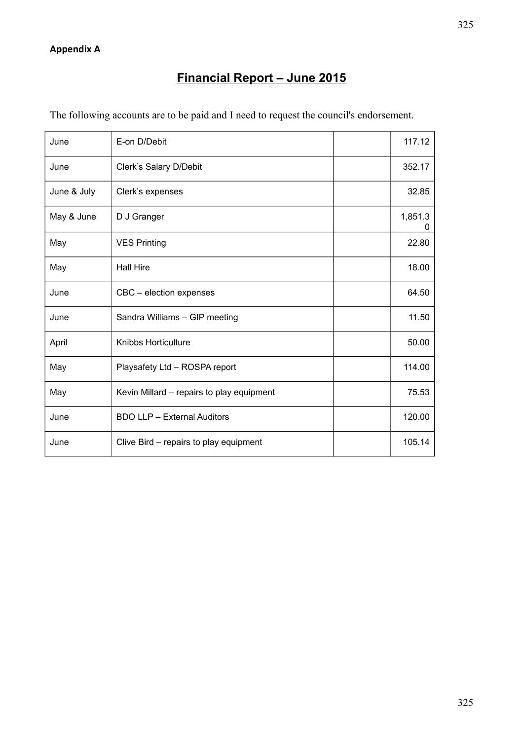**Appendix A**

# Financial Report – June 2015

The following accounts are to be paid and I need to request the council's endorsement.

| | | | |
|---|---|---|---|
| June | E-on D/Debit | | 117.12 |
| June | Clerk's Salary D/Debit | | 352.17 |
| June & July | Clerk's expenses | | 32.85 |
| May & June | D J Granger | | 1,851.30 |
| May | VES Printing | | 22.80 |
| May | Hall Hire | | 18.00 |
| June | CBC – election expenses | | 64.50 |
| June | Sandra Williams – GIP meeting | | 11.50 |
| April | Knibbs Horticulture | | 50.00 |
| May | Playsafety Ltd – ROSPA report | | 114.00 |
| May | Kevin Millard – repairs to play equipment | | 75.53 |
| June | BDO LLP – External Auditors | | 120.00 |
| June | Clive Bird – repairs to play equipment | | 105.14 |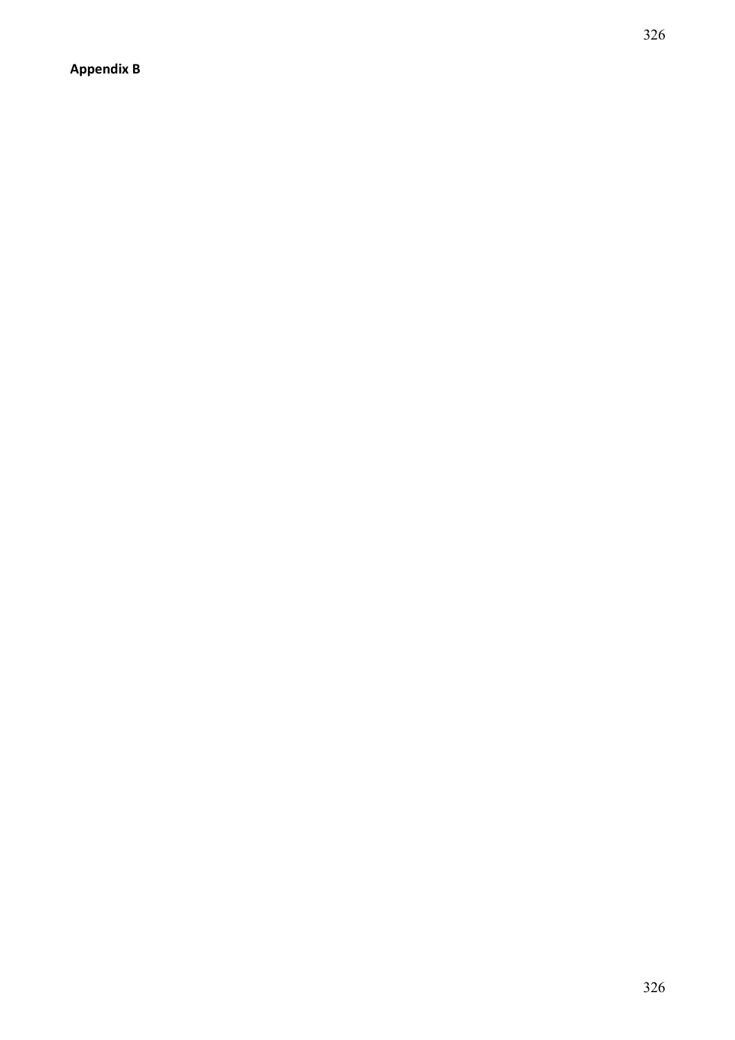**Appendix B**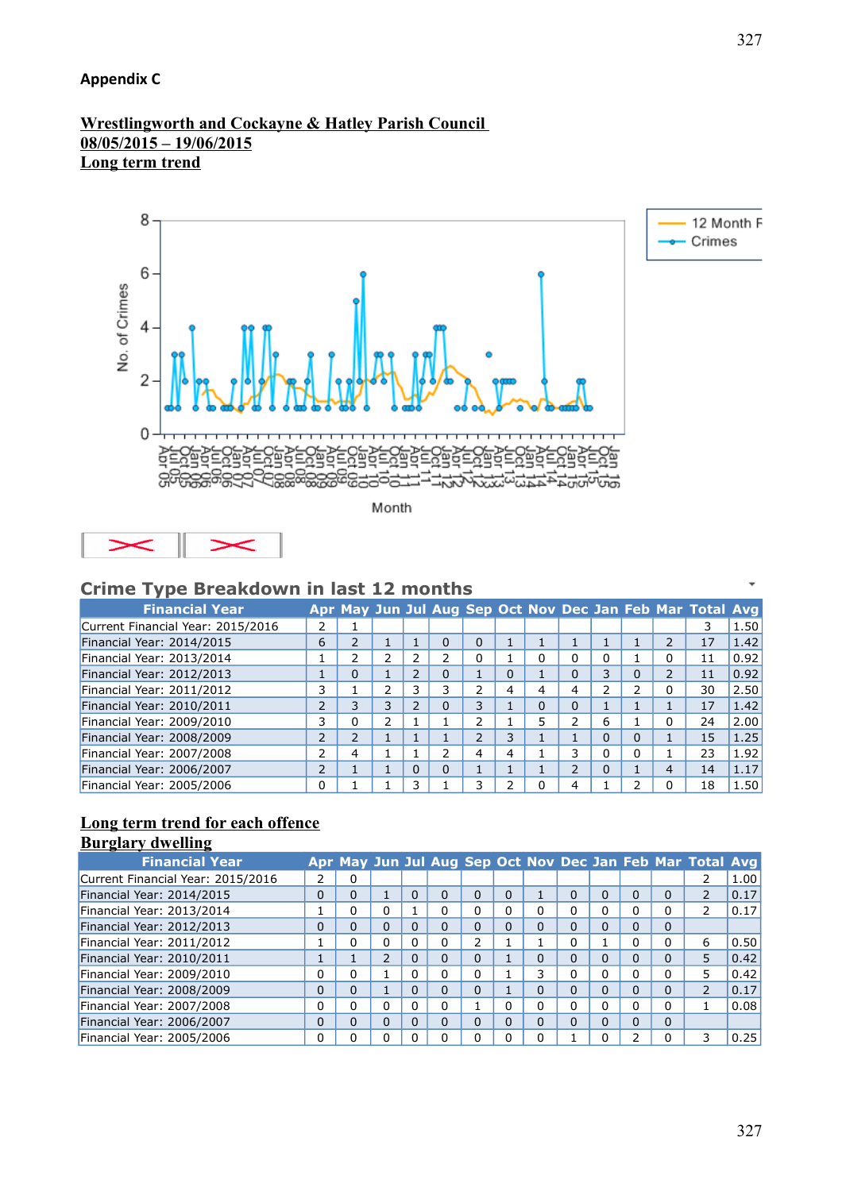**Appendix C**

**Wrestlingworth and Cockayne & Hatley Parish Council**
**08/05/2015 – 19/06/2015**
**Long term trend**

## Crime Type Breakdown in last 12 months

| Financial Year | Apr | May | Jun | Jul | Aug | Sep | Oct | Nov | Dec | Jan | Feb | Mar | Total | Avg |
|---|---|---|---|---|---|---|---|---|---|---|---|---|---|---|
| Current Financial Year: 2015/2016 | 2 | 1 | | | | | | | | | | | 3 | 1.50 |
| Financial Year: 2014/2015 | 6 | 2 | 1 | 1 | 0 | 0 | 1 | 1 | 1 | 1 | 1 | 2 | 17 | 1.42 |
| Financial Year: 2013/2014 | 1 | 2 | 2 | 2 | 2 | 0 | 1 | 0 | 0 | 0 | 1 | 0 | 11 | 0.92 |
| Financial Year: 2012/2013 | 1 | 0 | 1 | 2 | 0 | 1 | 0 | 1 | 0 | 3 | 0 | 2 | 11 | 0.92 |
| Financial Year: 2011/2012 | 3 | 1 | 2 | 3 | 3 | 2 | 4 | 4 | 4 | 2 | 2 | 0 | 30 | 2.50 |
| Financial Year: 2010/2011 | 2 | 3 | 3 | 2 | 0 | 3 | 1 | 0 | 0 | 1 | 1 | 1 | 17 | 1.42 |
| Financial Year: 2009/2010 | 3 | 0 | 2 | 1 | 1 | 2 | 1 | 5 | 2 | 6 | 1 | 0 | 24 | 2.00 |
| Financial Year: 2008/2009 | 2 | 2 | 1 | 1 | 1 | 2 | 3 | 1 | 1 | 0 | 0 | 1 | 15 | 1.25 |
| Financial Year: 2007/2008 | 2 | 4 | 1 | 1 | 2 | 4 | 4 | 1 | 3 | 0 | 0 | 1 | 23 | 1.92 |
| Financial Year: 2006/2007 | 2 | 1 | 1 | 0 | 0 | 1 | 1 | 1 | 2 | 0 | 1 | 4 | 14 | 1.17 |
| Financial Year: 2005/2006 | 0 | 1 | 1 | 3 | 1 | 3 | 2 | 0 | 4 | 1 | 2 | 0 | 18 | 1.50 |

**Long term trend for each offence**

**Burglary dwelling**

| Financial Year | Apr | May | Jun | Jul | Aug | Sep | Oct | Nov | Dec | Jan | Feb | Mar | Total | Avg |
|---|---|---|---|---|---|---|---|---|---|---|---|---|---|---|
| Current Financial Year: 2015/2016 | 2 | 0 | | | | | | | | | | | 2 | 1.00 |
| Financial Year: 2014/2015 | 0 | 0 | 1 | 0 | 0 | 0 | 0 | 1 | 0 | 0 | 0 | 0 | 2 | 0.17 |
| Financial Year: 2013/2014 | 1 | 0 | 0 | 1 | 0 | 0 | 0 | 0 | 0 | 0 | 0 | 0 | 2 | 0.17 |
| Financial Year: 2012/2013 | 0 | 0 | 0 | 0 | 0 | 0 | 0 | 0 | 0 | 0 | 0 | 0 | | |
| Financial Year: 2011/2012 | 1 | 0 | 0 | 0 | 0 | 2 | 1 | 1 | 0 | 1 | 0 | 0 | 6 | 0.50 |
| Financial Year: 2010/2011 | 1 | 1 | 2 | 0 | 0 | 0 | 1 | 0 | 0 | 0 | 0 | 0 | 5 | 0.42 |
| Financial Year: 2009/2010 | 0 | 0 | 1 | 0 | 0 | 0 | 1 | 3 | 0 | 0 | 0 | 0 | 5 | 0.42 |
| Financial Year: 2008/2009 | 0 | 0 | 1 | 0 | 0 | 0 | 1 | 0 | 0 | 0 | 0 | 0 | 2 | 0.17 |
| Financial Year: 2007/2008 | 0 | 0 | 0 | 0 | 0 | 1 | 0 | 0 | 0 | 0 | 0 | 0 | 1 | 0.08 |
| Financial Year: 2006/2007 | 0 | 0 | 0 | 0 | 0 | 0 | 0 | 0 | 0 | 0 | 0 | 0 | | |
| Financial Year: 2005/2006 | 0 | 0 | 0 | 0 | 0 | 0 | 0 | 0 | 1 | 0 | 2 | 0 | 3 | 0.25 |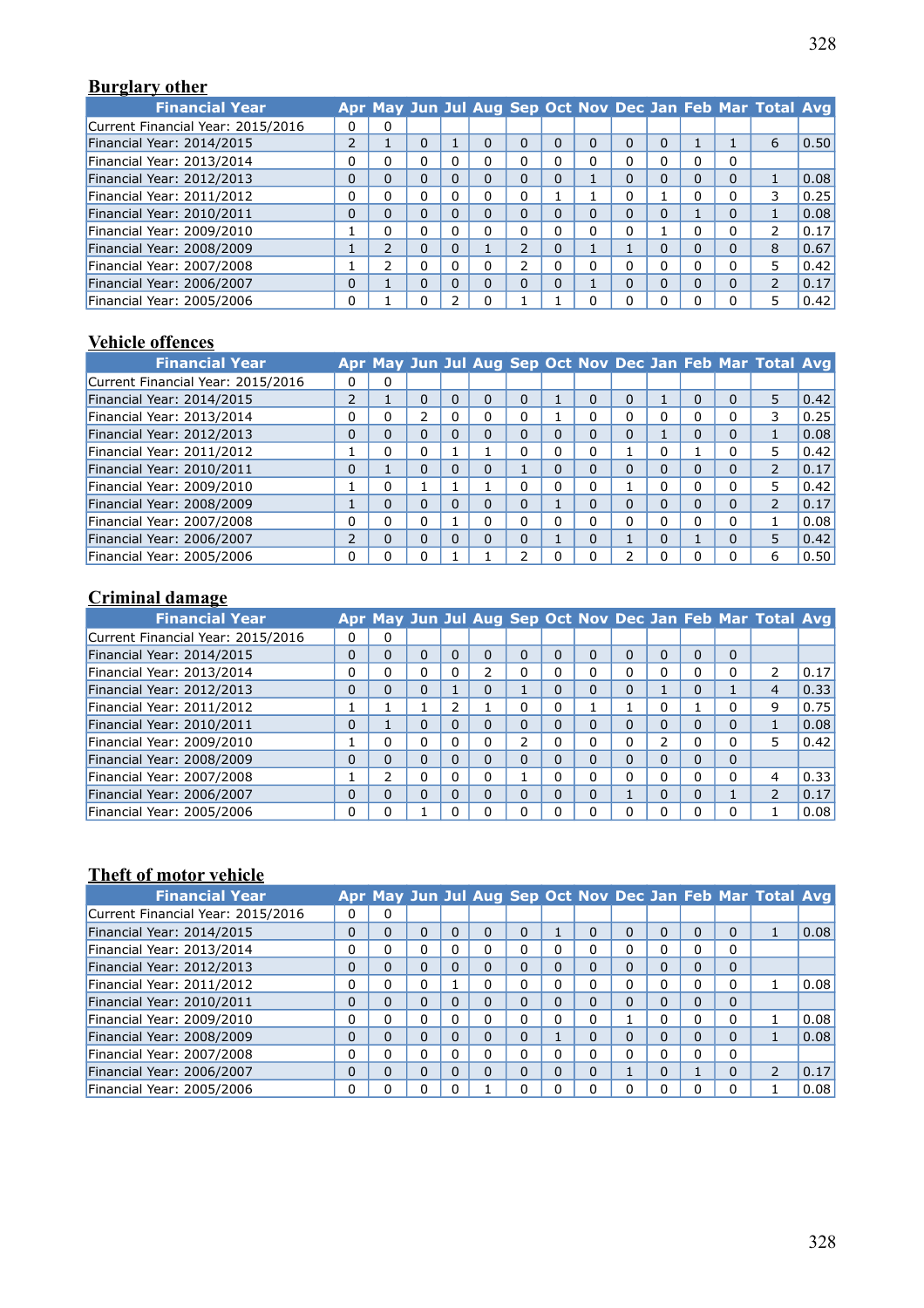## Burglary other

| Financial Year | Apr | May | Jun | Jul | Aug | Sep | Oct | Nov | Dec | Jan | Feb | Mar | Total | Avg |
|---|---|---|---|---|---|---|---|---|---|---|---|---|---|---|
| Current Financial Year: 2015/2016 | 0 | 0 | | | | | | | | | | | | |
| Financial Year: 2014/2015 | 2 | 1 | 0 | 1 | 0 | 0 | 0 | 0 | 0 | 0 | 1 | 1 | 6 | 0.50 |
| Financial Year: 2013/2014 | 0 | 0 | 0 | 0 | 0 | 0 | 0 | 0 | 0 | 0 | 0 | 0 | | |
| Financial Year: 2012/2013 | 0 | 0 | 0 | 0 | 0 | 0 | 0 | 1 | 0 | 0 | 0 | 0 | 1 | 0.08 |
| Financial Year: 2011/2012 | 0 | 0 | 0 | 0 | 0 | 0 | 1 | 1 | 0 | 1 | 0 | 0 | 3 | 0.25 |
| Financial Year: 2010/2011 | 0 | 0 | 0 | 0 | 0 | 0 | 0 | 0 | 0 | 0 | 1 | 0 | 1 | 0.08 |
| Financial Year: 2009/2010 | 1 | 0 | 0 | 0 | 0 | 0 | 0 | 0 | 0 | 1 | 0 | 0 | 2 | 0.17 |
| Financial Year: 2008/2009 | 1 | 2 | 0 | 0 | 1 | 2 | 0 | 1 | 1 | 0 | 0 | 0 | 8 | 0.67 |
| Financial Year: 2007/2008 | 1 | 2 | 0 | 0 | 0 | 2 | 0 | 0 | 0 | 0 | 0 | 0 | 5 | 0.42 |
| Financial Year: 2006/2007 | 0 | 1 | 0 | 0 | 0 | 0 | 0 | 1 | 0 | 0 | 0 | 0 | 2 | 0.17 |
| Financial Year: 2005/2006 | 0 | 1 | 0 | 2 | 0 | 1 | 1 | 0 | 0 | 0 | 0 | 0 | 5 | 0.42 |

## Vehicle offences

| Financial Year | Apr | May | Jun | Jul | Aug | Sep | Oct | Nov | Dec | Jan | Feb | Mar | Total | Avg |
|---|---|---|---|---|---|---|---|---|---|---|---|---|---|---|
| Current Financial Year: 2015/2016 | 0 | 0 | | | | | | | | | | | | |
| Financial Year: 2014/2015 | 2 | 1 | 0 | 0 | 0 | 0 | 1 | 0 | 0 | 1 | 0 | 0 | 5 | 0.42 |
| Financial Year: 2013/2014 | 0 | 0 | 2 | 0 | 0 | 0 | 1 | 0 | 0 | 0 | 0 | 0 | 3 | 0.25 |
| Financial Year: 2012/2013 | 0 | 0 | 0 | 0 | 0 | 0 | 0 | 0 | 0 | 1 | 0 | 0 | 1 | 0.08 |
| Financial Year: 2011/2012 | 1 | 0 | 0 | 1 | 1 | 0 | 0 | 0 | 1 | 0 | 1 | 0 | 5 | 0.42 |
| Financial Year: 2010/2011 | 0 | 1 | 0 | 0 | 0 | 1 | 0 | 0 | 0 | 0 | 0 | 0 | 2 | 0.17 |
| Financial Year: 2009/2010 | 1 | 0 | 1 | 1 | 1 | 0 | 0 | 0 | 1 | 0 | 0 | 0 | 5 | 0.42 |
| Financial Year: 2008/2009 | 1 | 0 | 0 | 0 | 0 | 0 | 1 | 0 | 0 | 0 | 0 | 0 | 2 | 0.17 |
| Financial Year: 2007/2008 | 0 | 0 | 0 | 1 | 0 | 0 | 0 | 0 | 0 | 0 | 0 | 0 | 1 | 0.08 |
| Financial Year: 2006/2007 | 2 | 0 | 0 | 0 | 0 | 0 | 1 | 0 | 1 | 0 | 1 | 0 | 5 | 0.42 |
| Financial Year: 2005/2006 | 0 | 0 | 0 | 1 | 1 | 2 | 0 | 0 | 2 | 0 | 0 | 0 | 6 | 0.50 |

## Criminal damage

| Financial Year | Apr | May | Jun | Jul | Aug | Sep | Oct | Nov | Dec | Jan | Feb | Mar | Total | Avg |
|---|---|---|---|---|---|---|---|---|---|---|---|---|---|---|
| Current Financial Year: 2015/2016 | 0 | 0 | | | | | | | | | | | | |
| Financial Year: 2014/2015 | 0 | 0 | 0 | 0 | 0 | 0 | 0 | 0 | 0 | 0 | 0 | 0 | | |
| Financial Year: 2013/2014 | 0 | 0 | 0 | 0 | 2 | 0 | 0 | 0 | 0 | 0 | 0 | 0 | 2 | 0.17 |
| Financial Year: 2012/2013 | 0 | 0 | 0 | 1 | 0 | 1 | 0 | 0 | 0 | 1 | 0 | 1 | 4 | 0.33 |
| Financial Year: 2011/2012 | 1 | 1 | 1 | 2 | 1 | 0 | 0 | 1 | 1 | 0 | 1 | 0 | 9 | 0.75 |
| Financial Year: 2010/2011 | 0 | 1 | 0 | 0 | 0 | 0 | 0 | 0 | 0 | 0 | 0 | 0 | 1 | 0.08 |
| Financial Year: 2009/2010 | 1 | 0 | 0 | 0 | 0 | 2 | 0 | 0 | 0 | 2 | 0 | 0 | 5 | 0.42 |
| Financial Year: 2008/2009 | 0 | 0 | 0 | 0 | 0 | 0 | 0 | 0 | 0 | 0 | 0 | 0 | | |
| Financial Year: 2007/2008 | 1 | 2 | 0 | 0 | 0 | 1 | 0 | 0 | 0 | 0 | 0 | 0 | 4 | 0.33 |
| Financial Year: 2006/2007 | 0 | 0 | 0 | 0 | 0 | 0 | 0 | 0 | 1 | 0 | 0 | 1 | 2 | 0.17 |
| Financial Year: 2005/2006 | 0 | 0 | 1 | 0 | 0 | 0 | 0 | 0 | 0 | 0 | 0 | 0 | 1 | 0.08 |

## Theft of motor vehicle

| Financial Year | Apr | May | Jun | Jul | Aug | Sep | Oct | Nov | Dec | Jan | Feb | Mar | Total | Avg |
|---|---|---|---|---|---|---|---|---|---|---|---|---|---|---|
| Current Financial Year: 2015/2016 | 0 | 0 | | | | | | | | | | | | |
| Financial Year: 2014/2015 | 0 | 0 | 0 | 0 | 0 | 0 | 1 | 0 | 0 | 0 | 0 | 0 | 1 | 0.08 |
| Financial Year: 2013/2014 | 0 | 0 | 0 | 0 | 0 | 0 | 0 | 0 | 0 | 0 | 0 | 0 | | |
| Financial Year: 2012/2013 | 0 | 0 | 0 | 0 | 0 | 0 | 0 | 0 | 0 | 0 | 0 | 0 | | |
| Financial Year: 2011/2012 | 0 | 0 | 0 | 1 | 0 | 0 | 0 | 0 | 0 | 0 | 0 | 0 | 1 | 0.08 |
| Financial Year: 2010/2011 | 0 | 0 | 0 | 0 | 0 | 0 | 0 | 0 | 0 | 0 | 0 | 0 | | |
| Financial Year: 2009/2010 | 0 | 0 | 0 | 0 | 0 | 0 | 0 | 0 | 1 | 0 | 0 | 0 | 1 | 0.08 |
| Financial Year: 2008/2009 | 0 | 0 | 0 | 0 | 0 | 0 | 1 | 0 | 0 | 0 | 0 | 0 | 1 | 0.08 |
| Financial Year: 2007/2008 | 0 | 0 | 0 | 0 | 0 | 0 | 0 | 0 | 0 | 0 | 0 | 0 | | |
| Financial Year: 2006/2007 | 0 | 0 | 0 | 0 | 0 | 0 | 0 | 0 | 1 | 0 | 1 | 0 | 2 | 0.17 |
| Financial Year: 2005/2006 | 0 | 0 | 0 | 0 | 1 | 0 | 0 | 0 | 0 | 0 | 0 | 0 | 1 | 0.08 |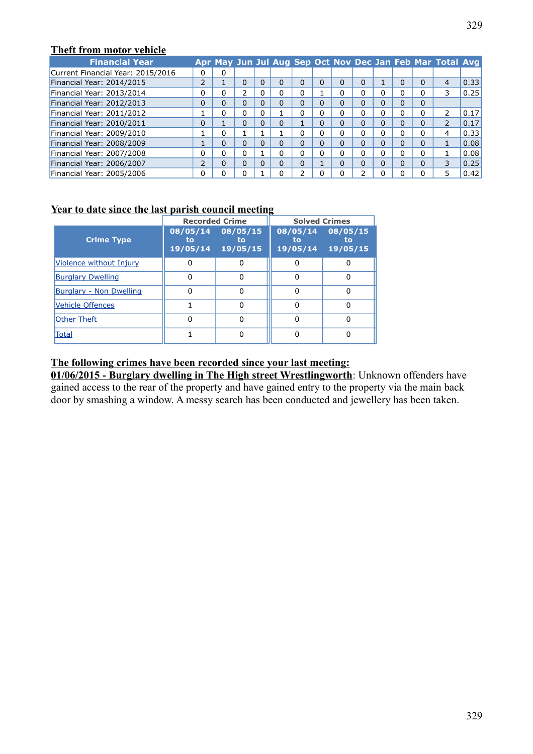**Theft from motor vehicle**

| Financial Year | Apr | May | Jun | Jul | Aug | Sep | Oct | Nov | Dec | Jan | Feb | Mar | Total | Avg |
|---|---|---|---|---|---|---|---|---|---|---|---|---|---|---|
| Current Financial Year: 2015/2016 | 0 | 0 | | | | | | | | | | | | |
| Financial Year: 2014/2015 | 2 | 1 | 0 | 0 | 0 | 0 | 0 | 0 | 0 | 1 | 0 | 0 | 4 | 0.33 |
| Financial Year: 2013/2014 | 0 | 0 | 2 | 0 | 0 | 0 | 1 | 0 | 0 | 0 | 0 | 0 | 3 | 0.25 |
| Financial Year: 2012/2013 | 0 | 0 | 0 | 0 | 0 | 0 | 0 | 0 | 0 | 0 | 0 | 0 | | |
| Financial Year: 2011/2012 | 1 | 0 | 0 | 0 | 1 | 0 | 0 | 0 | 0 | 0 | 0 | 0 | 2 | 0.17 |
| Financial Year: 2010/2011 | 0 | 1 | 0 | 0 | 0 | 1 | 0 | 0 | 0 | 0 | 0 | 0 | 2 | 0.17 |
| Financial Year: 2009/2010 | 1 | 0 | 1 | 1 | 1 | 0 | 0 | 0 | 0 | 0 | 0 | 0 | 4 | 0.33 |
| Financial Year: 2008/2009 | 1 | 0 | 0 | 0 | 0 | 0 | 0 | 0 | 0 | 0 | 0 | 0 | 1 | 0.08 |
| Financial Year: 2007/2008 | 0 | 0 | 0 | 1 | 0 | 0 | 0 | 0 | 0 | 0 | 0 | 0 | 1 | 0.08 |
| Financial Year: 2006/2007 | 2 | 0 | 0 | 0 | 0 | 0 | 1 | 0 | 0 | 0 | 0 | 0 | 3 | 0.25 |
| Financial Year: 2005/2006 | 0 | 0 | 0 | 1 | 0 | 2 | 0 | 0 | 2 | 0 | 0 | 0 | 5 | 0.42 |

**Year to date since the last parish council meeting**

| | Recorded Crime | | Solved Crimes | |
|---|---|---|---|---|
| Crime Type | 08/05/14 to 19/05/14 | 08/05/15 to 19/05/15 | 08/05/14 to 19/05/14 | 08/05/15 to 19/05/15 |
| Violence without Injury | 0 | 0 | 0 | 0 |
| Burglary Dwelling | 0 | 0 | 0 | 0 |
| Burglary - Non Dwelling | 0 | 0 | 0 | 0 |
| Vehicle Offences | 1 | 0 | 0 | 0 |
| Other Theft | 0 | 0 | 0 | 0 |
| Total | 1 | 0 | 0 | 0 |

**The following crimes have been recorded since your last meeting:**

**01/06/2015 - Burglary dwelling in The High street Wrestlingworth**: Unknown offenders have gained access to the rear of the property and have gained entry to the property via the main back door by smashing a window. A messy search has been conducted and jewellery has been taken.